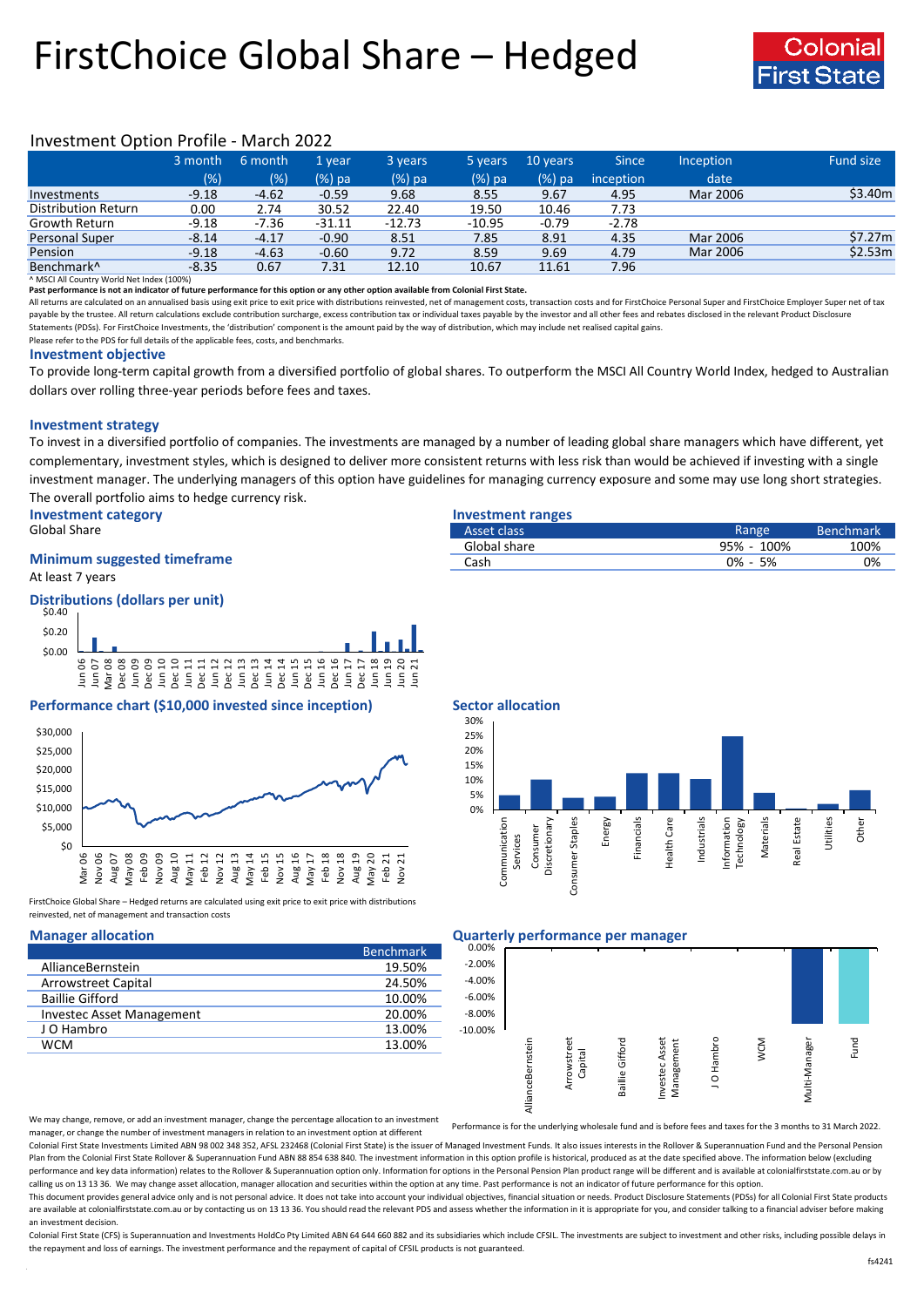# FirstChoice Global Share – Hedged

Colonial First State

## Investment Option Profile - March 2022

| | 3 month (%) | 6 month (%) | 1 year (%) pa | 3 years (%) pa | 5 years (%) pa | 10 years (%) pa | Since inception | Inception date | Fund size |
|---|---|---|---|---|---|---|---|---|---|
| Investments | -9.18 | -4.62 | -0.59 | 9.68 | 8.55 | 9.67 | 4.95 | Mar 2006 | $3.40m |
| Distribution Return | 0.00 | 2.74 | 30.52 | 22.40 | 19.50 | 10.46 | 7.73 | | |
| Growth Return | -9.18 | -7.36 | -31.11 | -12.73 | -10.95 | -0.79 | -2.78 | | |
| Personal Super | -8.14 | -4.17 | -0.90 | 8.51 | 7.85 | 8.91 | 4.35 | Mar 2006 | $7.27m |
| Pension | -9.18 | -4.63 | -0.60 | 9.72 | 8.59 | 9.69 | 4.79 | Mar 2006 | $2.53m |
| Benchmark^ | -8.35 | 0.67 | 7.31 | 12.10 | 10.67 | 11.61 | 7.96 | | |

^ MSCI All Country World Net Index (100%)

**Past performance is not an indicator of future performance for this option or any other option available from Colonial First State.**

All returns are calculated on an annualised basis using exit price to exit price with distributions reinvested, net of management costs, transaction costs and for FirstChoice Personal Super and FirstChoice Employer Super net of tax payable by the trustee. All return calculations exclude contribution surcharge, excess contribution tax or individual taxes payable by the investor and all other fees and rebates disclosed in the relevant Product Disclosure Statements (PDSs). For FirstChoice Investments, the 'distribution' component is the amount paid by the way of distribution, which may include net realised capital gains.

Please refer to the PDS for full details of the applicable fees, costs, and benchmarks.

### Investment objective

To provide long-term capital growth from a diversified portfolio of global shares. To outperform the MSCI All Country World Index, hedged to Australian dollars over rolling three-year periods before fees and taxes.

### Investment strategy

To invest in a diversified portfolio of companies. The investments are managed by a number of leading global share managers which have different, yet complementary, investment styles, which is designed to deliver more consistent returns with less risk than would be achieved if investing with a single investment manager. The underlying managers of this option have guidelines for managing currency exposure and some may use long short strategies. The overall portfolio aims to hedge currency risk.

### Investment category

Global Share

### Minimum suggested timeframe

At least 7 years

### Investment ranges

| Asset class | Range | Benchmark |
|---|---|---|
| Global share | 95% - 100% | 100% |
| Cash | 0% - 5% | 0% |

### Distributions (dollars per unit)

### Performance chart ($10,000 invested since inception)

FirstChoice Global Share – Hedged returns are calculated using exit price to exit price with distributions reinvested, net of management and transaction costs

### Sector allocation

### Manager allocation

| | Benchmark |
|---|---|
| AllianceBernstein | 19.50% |
| Arrowstreet Capital | 24.50% |
| Baillie Gifford | 10.00% |
| Investec Asset Management | 20.00% |
| J O Hambro | 13.00% |
| WCM | 13.00% |

We may change, remove, or add an investment manager, change the percentage allocation to an investment manager, or change the number of investment managers in relation to an investment option at different

### Quarterly performance per manager

Performance is for the underlying wholesale fund and is before fees and taxes for the 3 months to 31 March 2022.

Colonial First State Investments Limited ABN 98 002 348 352, AFSL 232468 (Colonial First State) is the issuer of Managed Investment Funds. It also issues interests in the Rollover & Superannuation Fund and the Personal Pension Plan from the Colonial First State Rollover & Superannuation Fund ABN 88 854 638 840. The investment information in this option profile is historical, produced as at the date specified above. The information below (excluding performance and key data information) relates to the Rollover & Superannuation option only. Information for options in the Personal Pension Plan product range will be different and is available at colonialfirststate.com.au or by calling us on 13 13 36. We may change asset allocation, manager allocation and securities within the option at any time. Past performance is not an indicator of future performance.

This document provides general advice only and is not personal advice. It does not take into account your individual objectives, financial situation or needs. Product Disclosure Statements (PDSs) for all Colonial First State products are available at colonialfirststate.com.au or by contacting us on 13 13 36. You should read the relevant PDS and assess whether the information in it is appropriate for you, and consider talking to a financial adviser before making an investment decision.

Colonial First State (CFS) is Superannuation and Investments HoldCo Pty Limited ABN 64 644 660 882 and its subsidiaries which include CFSIL. The investments are subject to investment and other risks, including possible delays in the repayment and loss of earnings. The investment performance and the repayment of capital of CFSIL products is not guaranteed.

fs4241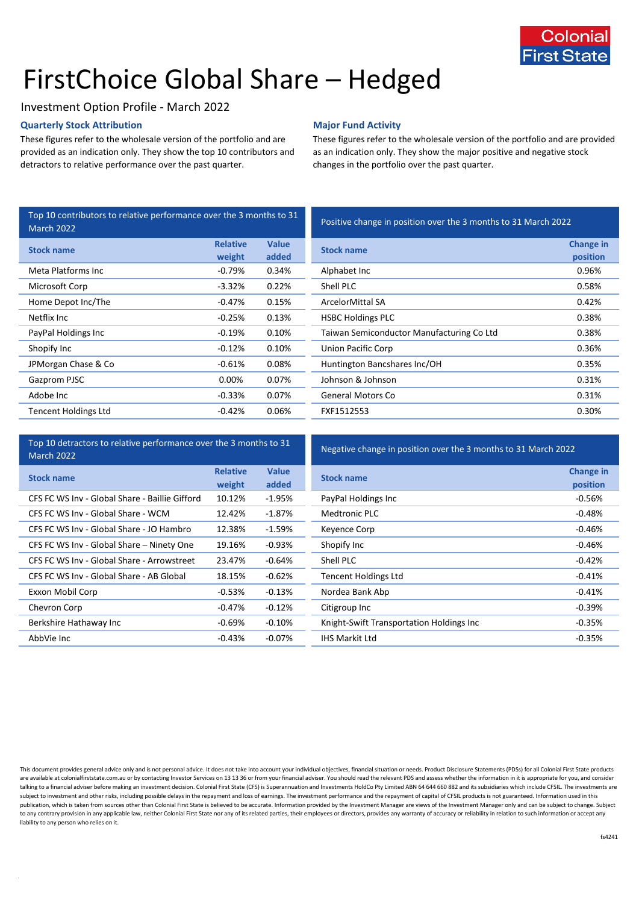# FirstChoice Global Share – Hedged

Investment Option Profile - March 2022

### Quarterly Stock Attribution

These figures refer to the wholesale version of the portfolio and are provided as an indication only. They show the top 10 contributors and detractors to relative performance over the past quarter.

**Top 10 contributors to relative performance over the 3 months to 31 March 2022**

| Stock name | Relative weight | Value added |
|---|---|---|
| Meta Platforms Inc | -0.79% | 0.34% |
| Microsoft Corp | -3.32% | 0.22% |
| Home Depot Inc/The | -0.47% | 0.15% |
| Netflix Inc | -0.25% | 0.13% |
| PayPal Holdings Inc | -0.19% | 0.10% |
| Shopify Inc | -0.12% | 0.10% |
| JPMorgan Chase & Co | -0.61% | 0.08% |
| Gazprom PJSC | 0.00% | 0.07% |
| Adobe Inc | -0.33% | 0.07% |
| Tencent Holdings Ltd | -0.42% | 0.06% |

**Top 10 detractors to relative performance over the 3 months to 31 March 2022**

| Stock name | Relative weight | Value added |
|---|---|---|
| CFS FC WS Inv - Global Share - Baillie Gifford | 10.12% | -1.95% |
| CFS FC WS Inv - Global Share - WCM | 12.42% | -1.87% |
| CFS FC WS Inv - Global Share - JO Hambro | 12.38% | -1.59% |
| CFS FC WS Inv - Global Share – Ninety One | 19.16% | -0.93% |
| CFS FC WS Inv - Global Share - Arrowstreet | 23.47% | -0.64% |
| CFS FC WS Inv - Global Share - AB Global | 18.15% | -0.62% |
| Exxon Mobil Corp | -0.53% | -0.13% |
| Chevron Corp | -0.47% | -0.12% |
| Berkshire Hathaway Inc | -0.69% | -0.10% |
| AbbVie Inc | -0.43% | -0.07% |

### Major Fund Activity

These figures refer to the wholesale version of the portfolio and are provided as an indication only. They show the major positive and negative stock changes in the portfolio over the past quarter.

**Positive change in position over the 3 months to 31 March 2022**

| Stock name | Change in position |
|---|---|
| Alphabet Inc | 0.96% |
| Shell PLC | 0.58% |
| ArcelorMittal SA | 0.42% |
| HSBC Holdings PLC | 0.38% |
| Taiwan Semiconductor Manufacturing Co Ltd | 0.38% |
| Union Pacific Corp | 0.36% |
| Huntington Bancshares Inc/OH | 0.35% |
| Johnson & Johnson | 0.31% |
| General Motors Co | 0.31% |
| FXF1512553 | 0.30% |

**Negative change in position over the 3 months to 31 March 2022**

| Stock name | Change in position |
|---|---|
| PayPal Holdings Inc | -0.56% |
| Medtronic PLC | -0.48% |
| Keyence Corp | -0.46% |
| Shopify Inc | -0.46% |
| Shell PLC | -0.42% |
| Tencent Holdings Ltd | -0.41% |
| Nordea Bank Abp | -0.41% |
| Citigroup Inc | -0.39% |
| Knight-Swift Transportation Holdings Inc | -0.35% |
| IHS Markit Ltd | -0.35% |

This document provides general advice only and is not personal advice. It does not take into account your individual objectives, financial situation or needs. Product Disclosure Statements (PDSs) for all Colonial First State products are available at colonialfirststate.com.au or by contacting Investor Services on 13 13 36 or from your financial adviser. You should read the relevant PDS and assess whether the information in it is appropriate for you, and consider talking to a financial adviser before making an investment decision. Colonial First State (CFS) is Superannuation and Investments HoldCo Pty Limited ABN 64 644 660 882 and its subsidiaries which include CFSIL. The investments are subject to investment and other risks, including possible delays in the repayment and loss of earnings. The investment performance and the repayment of capital of CFSIL products is not guaranteed. Information used in this publication, which is taken from sources other than Colonial First State is believed to be accurate. Information provided by the Investment Manager are views of the Investment Manager only and can be subject to change. Subject to any contrary provision in any applicable law, neither Colonial First State nor any of its related parties, their employees or directors, provides any warranty of accuracy or reliability in relation to such information or accept any liability to any person who relies on it.

fs4241